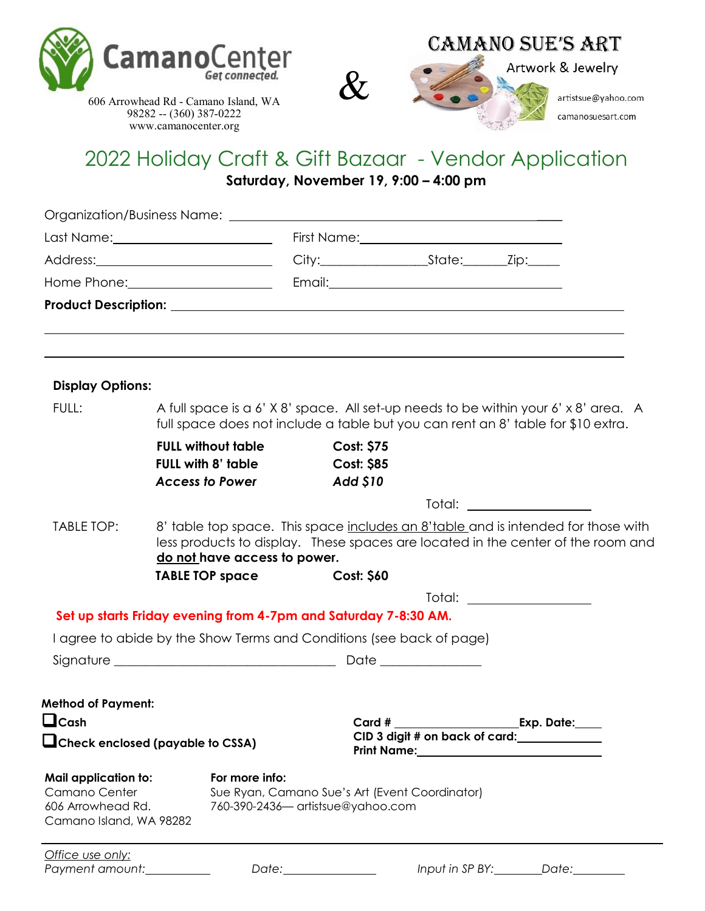CamanoCenter
*Get connected.*

606 Arrowhead Rd - Camano Island, WA 98282 -- (360) 387-0222
www.camanocenter.org

&

CAMANO SUE'S ART
Artwork & Jewelry
artistsue@yahoo.com
camanosuesart.com

# 2022 Holiday Craft & Gift Bazaar - Vendor Application

**Saturday, November 19, 9:00 – 4:00 pm**

Organization/Business Name: ______________________________________________

Last Name: ______________________ First Name: ______________________

Address: ______________________ City: ______________ State: ______ Zip: _____

Home Phone: ______________________ Email: ______________________

**Product Description:** ______________________________________________

______________________________________________

______________________________________________

**Display Options:**

FULL: A full space is a 6' X 8' space. All set-up needs to be within your 6' x 8' area. A full space does not include a table but you can rent an 8' table for $10 extra.

| | |
|---|---|
| **FULL without table** | **Cost: $75** |
| **FULL with 8' table** | **Cost: $85** |
| ***Access to Power*** | ***Add $10*** |

Total: ______________

TABLE TOP: 8' table top space. This space includes an 8'table and is intended for those with less products to display. These spaces are located in the center of the room and **do not have access to power.**

| | |
|---|---|
| **TABLE TOP space** | **Cost: $60** |

Total: ______________

**Set up starts Friday evening from 4-7pm and Saturday 7-8:30 AM.**

I agree to abide by the Show Terms and Conditions (see back of page)

Signature ______________________________ Date ______________

**Method of Payment:**

- ☐ **Cash**
- ☐ **Check enclosed (payable to CSSA)**

**Card #** ____________________ **Exp. Date:** _____
**CID 3 digit # on back of card:** ______________
**Print Name:** ______________________________

**Mail application to:**
Camano Center
606 Arrowhead Rd.
Camano Island, WA 98282

**For more info:**
Sue Ryan, Camano Sue's Art (Event Coordinator)
760-390-2436— artistsue@yahoo.com

*Office use only:*
*Payment amount:* __________ *Date:* ______________ *Input in SP BY:* ________ *Date:* ________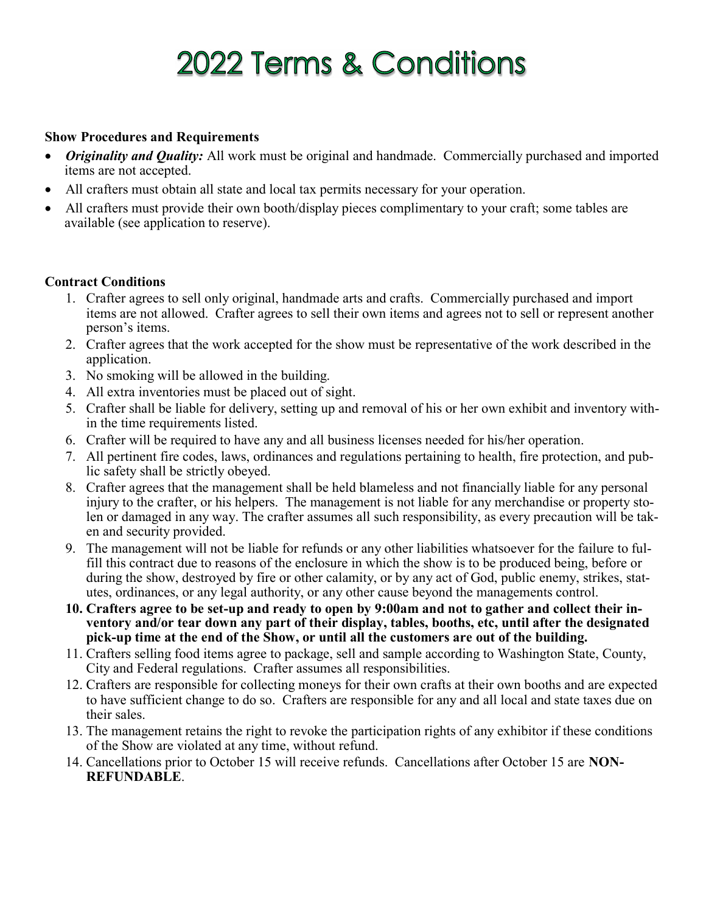# 2022 Terms & Conditions

**Show Procedures and Requirements**

- ***Originality and Quality:*** All work must be original and handmade. Commercially purchased and imported items are not accepted.
- All crafters must obtain all state and local tax permits necessary for your operation.
- All crafters must provide their own booth/display pieces complimentary to your craft; some tables are available (see application to reserve).

**Contract Conditions**

1. Crafter agrees to sell only original, handmade arts and crafts. Commercially purchased and import items are not allowed. Crafter agrees to sell their own items and agrees not to sell or represent another person's items.
2. Crafter agrees that the work accepted for the show must be representative of the work described in the application.
3. No smoking will be allowed in the building.
4. All extra inventories must be placed out of sight.
5. Crafter shall be liable for delivery, setting up and removal of his or her own exhibit and inventory within the time requirements listed.
6. Crafter will be required to have any and all business licenses needed for his/her operation.
7. All pertinent fire codes, laws, ordinances and regulations pertaining to health, fire protection, and public safety shall be strictly obeyed.
8. Crafter agrees that the management shall be held blameless and not financially liable for any personal injury to the crafter, or his helpers. The management is not liable for any merchandise or property stolen or damaged in any way. The crafter assumes all such responsibility, as every precaution will be taken and security provided.
9. The management will not be liable for refunds or any other liabilities whatsoever for the failure to fulfill this contract due to reasons of the enclosure in which the show is to be produced being, before or during the show, destroyed by fire or other calamity, or by any act of God, public enemy, strikes, statutes, ordinances, or any legal authority, or any other cause beyond the managements control.
10. **Crafters agree to be set-up and ready to open by 9:00am and not to gather and collect their inventory and/or tear down any part of their display, tables, booths, etc, until after the designated pick-up time at the end of the Show, or until all the customers are out of the building.**
11. Crafters selling food items agree to package, sell and sample according to Washington State, County, City and Federal regulations. Crafter assumes all responsibilities.
12. Crafters are responsible for collecting moneys for their own crafts at their own booths and are expected to have sufficient change to do so. Crafters are responsible for any and all local and state taxes due on their sales.
13. The management retains the right to revoke the participation rights of any exhibitor if these conditions of the Show are violated at any time, without refund.
14. Cancellations prior to October 15 will receive refunds. Cancellations after October 15 are **NON-REFUNDABLE**.